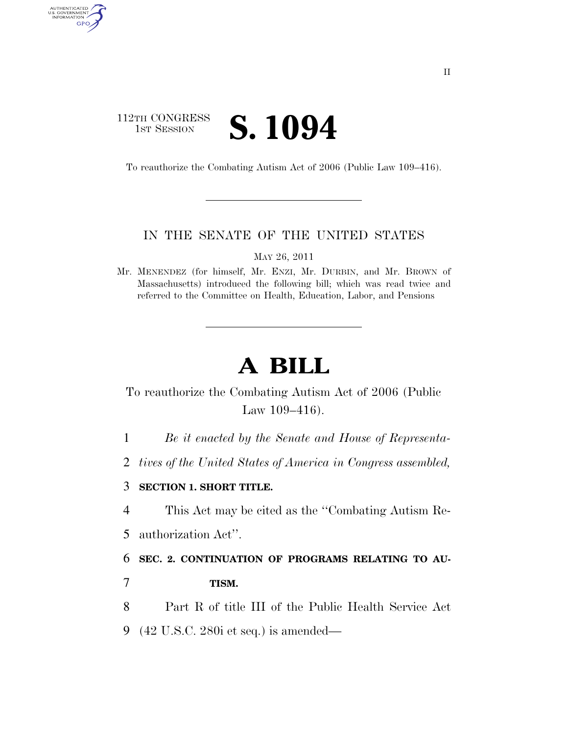112TH CONGRESS
1ST SESSION

# S. 1094

To reauthorize the Combating Autism Act of 2006 (Public Law 109–416).

IN THE SENATE OF THE UNITED STATES

MAY 26, 2011

Mr. MENENDEZ (for himself, Mr. ENZI, Mr. DURBIN, and Mr. BROWN of Massachusetts) introduced the following bill; which was read twice and referred to the Committee on Health, Education, Labor, and Pensions

# A BILL

To reauthorize the Combating Autism Act of 2006 (Public Law 109–416).

1 *Be it enacted by the Senate and House of Representa-*
2 *tives of the United States of America in Congress assembled,*

3 **SECTION 1. SHORT TITLE.**

4 This Act may be cited as the ''Combating Autism Re-
5 authorization Act''.

6 **SEC. 2. CONTINUATION OF PROGRAMS RELATING TO AU-**
7 **TISM.**

8 Part R of title III of the Public Health Service Act
9 (42 U.S.C. 280i et seq.) is amended—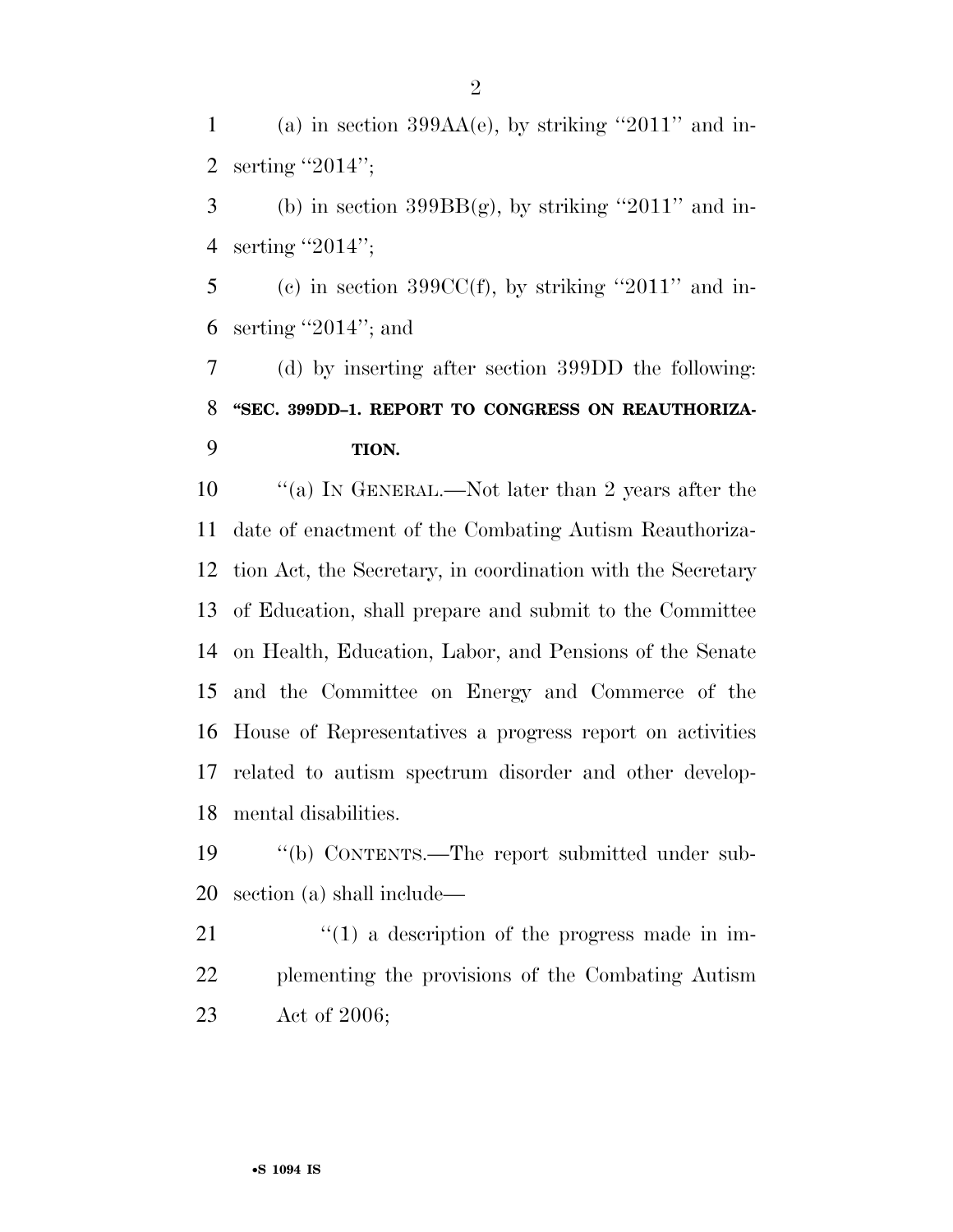(a) in section 399AA(e), by striking ''2011'' and inserting ''2014'';

(b) in section 399BB(g), by striking ''2011'' and inserting ''2014'';

(c) in section 399CC(f), by striking ''2011'' and inserting ''2014''; and

(d) by inserting after section 399DD the following:

**''SEC. 399DD–1. REPORT TO CONGRESS ON REAUTHORIZATION.**

''(a) IN GENERAL.—Not later than 2 years after the date of enactment of the Combating Autism Reauthorization Act, the Secretary, in coordination with the Secretary of Education, shall prepare and submit to the Committee on Health, Education, Labor, and Pensions of the Senate and the Committee on Energy and Commerce of the House of Representatives a progress report on activities related to autism spectrum disorder and other developmental disabilities.

''(b) CONTENTS.—The report submitted under subsection (a) shall include—

''(1) a description of the progress made in implementing the provisions of the Combating Autism Act of 2006;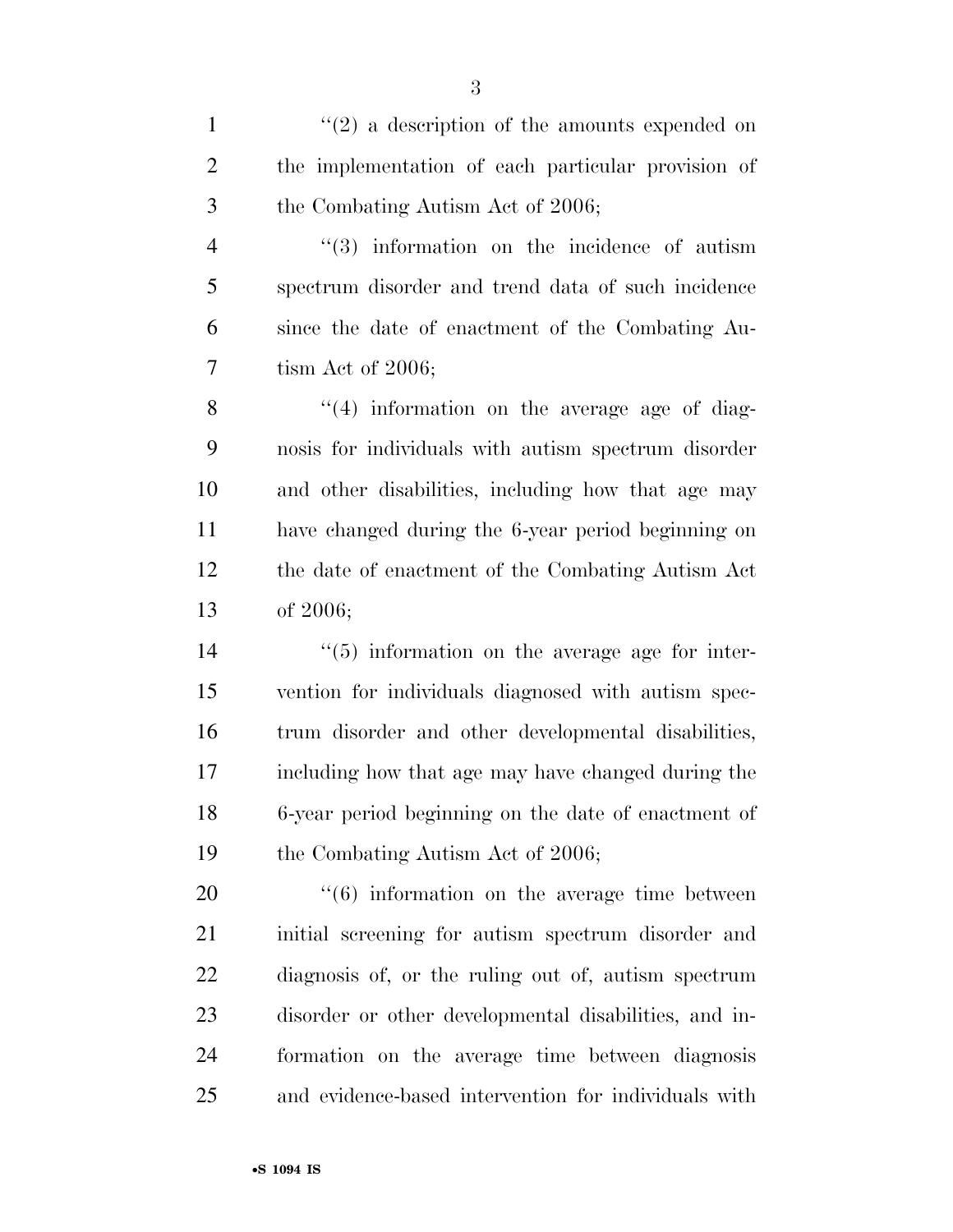''(2) a description of the amounts expended on the implementation of each particular provision of the Combating Autism Act of 2006;

''(3) information on the incidence of autism spectrum disorder and trend data of such incidence since the date of enactment of the Combating Autism Act of 2006;

''(4) information on the average age of diagnosis for individuals with autism spectrum disorder and other disabilities, including how that age may have changed during the 6-year period beginning on the date of enactment of the Combating Autism Act of 2006;

''(5) information on the average age for intervention for individuals diagnosed with autism spectrum disorder and other developmental disabilities, including how that age may have changed during the 6-year period beginning on the date of enactment of the Combating Autism Act of 2006;

''(6) information on the average time between initial screening for autism spectrum disorder and diagnosis of, or the ruling out of, autism spectrum disorder or other developmental disabilities, and information on the average time between diagnosis and evidence-based intervention for individuals with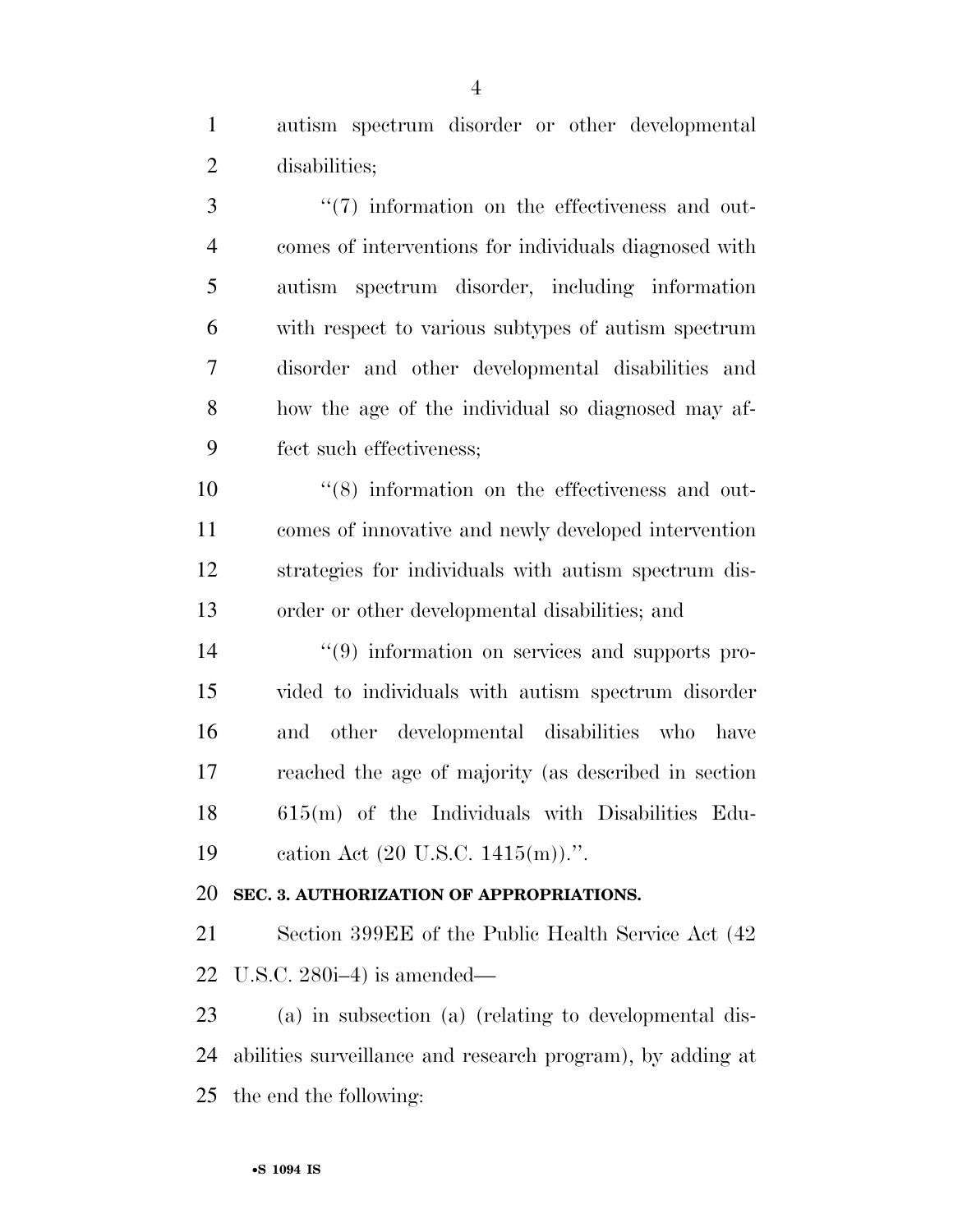autism spectrum disorder or other developmental disabilities;

"(7) information on the effectiveness and outcomes of interventions for individuals diagnosed with autism spectrum disorder, including information with respect to various subtypes of autism spectrum disorder and other developmental disabilities and how the age of the individual so diagnosed may affect such effectiveness;

"(8) information on the effectiveness and outcomes of innovative and newly developed intervention strategies for individuals with autism spectrum disorder or other developmental disabilities; and

"(9) information on services and supports provided to individuals with autism spectrum disorder and other developmental disabilities who have reached the age of majority (as described in section 615(m) of the Individuals with Disabilities Education Act (20 U.S.C. 1415(m)).".

**SEC. 3. AUTHORIZATION OF APPROPRIATIONS.**

Section 399EE of the Public Health Service Act (42 U.S.C. 280i–4) is amended—

(a) in subsection (a) (relating to developmental disabilities surveillance and research program), by adding at the end the following: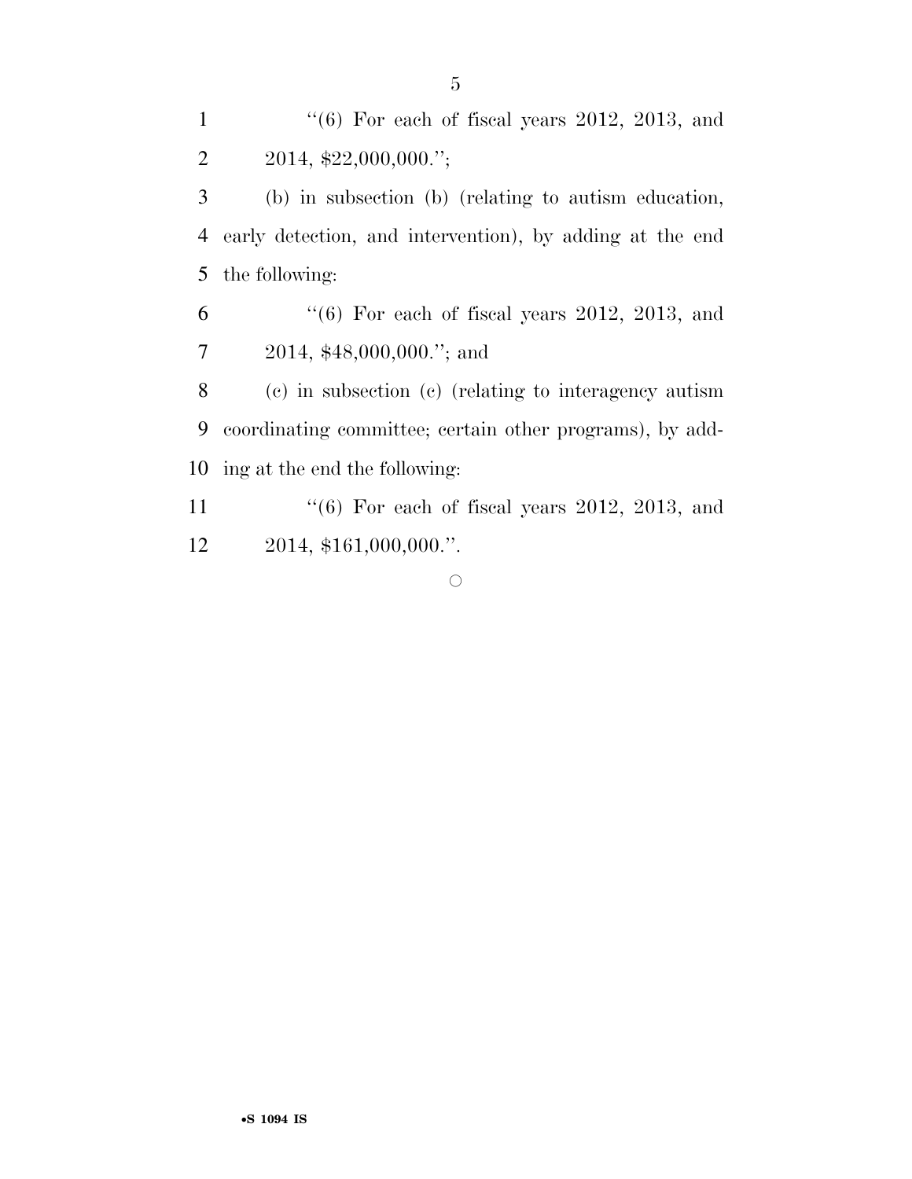"(6) For each of fiscal years 2012, 2013, and 2014, $22,000,000.";

(b) in subsection (b) (relating to autism education, early detection, and intervention), by adding at the end the following:

"(6) For each of fiscal years 2012, 2013, and 2014, $48,000,000."; and

(c) in subsection (c) (relating to interagency autism coordinating committee; certain other programs), by adding at the end the following:

"(6) For each of fiscal years 2012, 2013, and 2014, $161,000,000.".